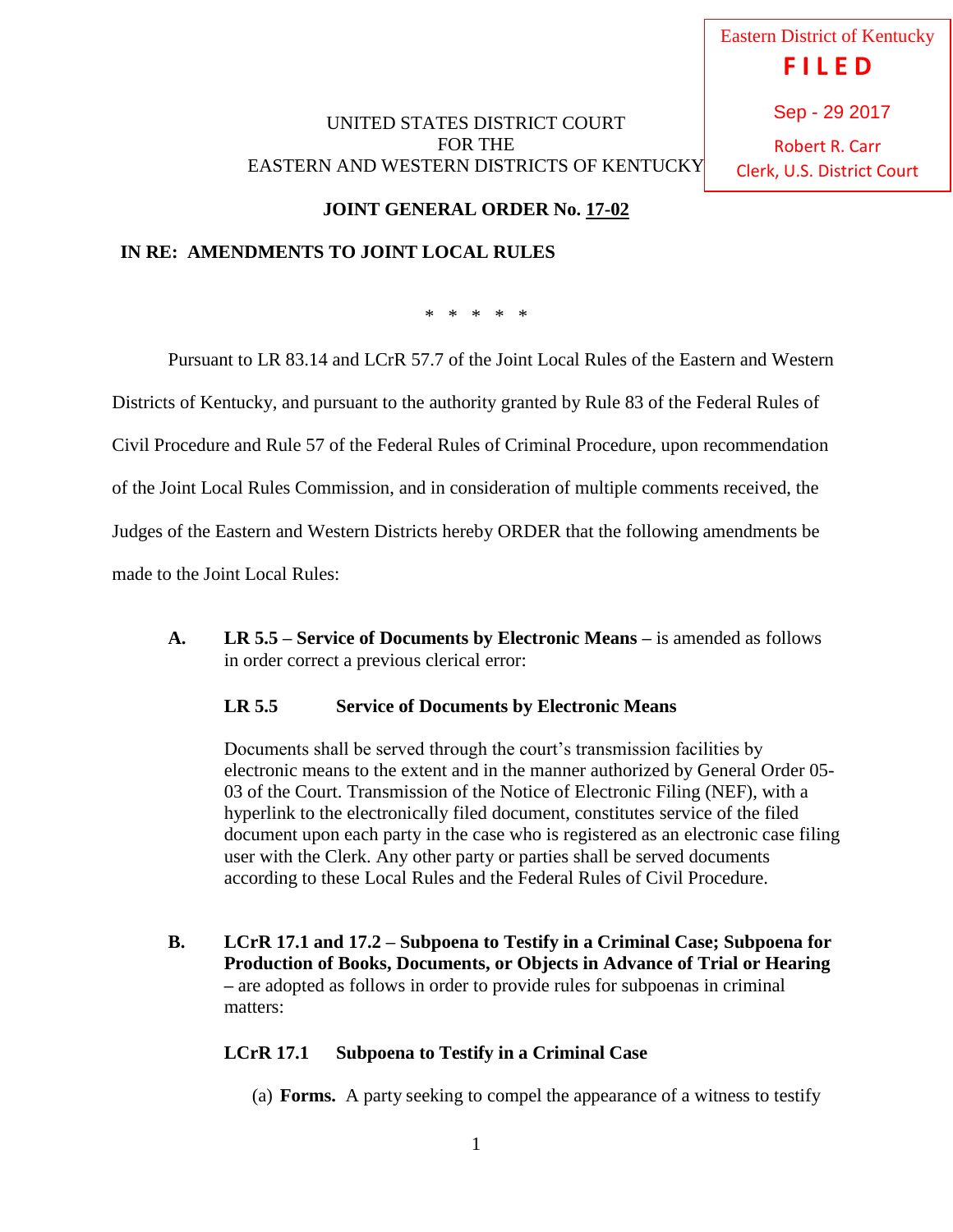Eastern District of Kentucky
**FILED**
Sep - 29 2017
Robert R. Carr
Clerk, U.S. District Court

UNITED STATES DISTRICT COURT
FOR THE
EASTERN AND WESTERN DISTRICTS OF KENTUCKY

**JOINT GENERAL ORDER No. 17-02**

**IN RE: AMENDMENTS TO JOINT LOCAL RULES**

\* \* \* \* \*

Pursuant to LR 83.14 and LCrR 57.7 of the Joint Local Rules of the Eastern and Western Districts of Kentucky, and pursuant to the authority granted by Rule 83 of the Federal Rules of Civil Procedure and Rule 57 of the Federal Rules of Criminal Procedure, upon recommendation of the Joint Local Rules Commission, and in consideration of multiple comments received, the Judges of the Eastern and Western Districts hereby ORDER that the following amendments be made to the Joint Local Rules:

**A. LR 5.5 – Service of Documents by Electronic Means –** is amended as follows in order correct a previous clerical error:

**LR 5.5 Service of Documents by Electronic Means**

Documents shall be served through the court's transmission facilities by electronic means to the extent and in the manner authorized by General Order 05-03 of the Court. Transmission of the Notice of Electronic Filing (NEF), with a hyperlink to the electronically filed document, constitutes service of the filed document upon each party in the case who is registered as an electronic case filing user with the Clerk. Any other party or parties shall be served documents according to these Local Rules and the Federal Rules of Civil Procedure.

**B. LCrR 17.1 and 17.2 – Subpoena to Testify in a Criminal Case; Subpoena for Production of Books, Documents, or Objects in Advance of Trial or Hearing** – are adopted as follows in order to provide rules for subpoenas in criminal matters:

**LCrR 17.1 Subpoena to Testify in a Criminal Case**

(a) **Forms.** A party seeking to compel the appearance of a witness to testify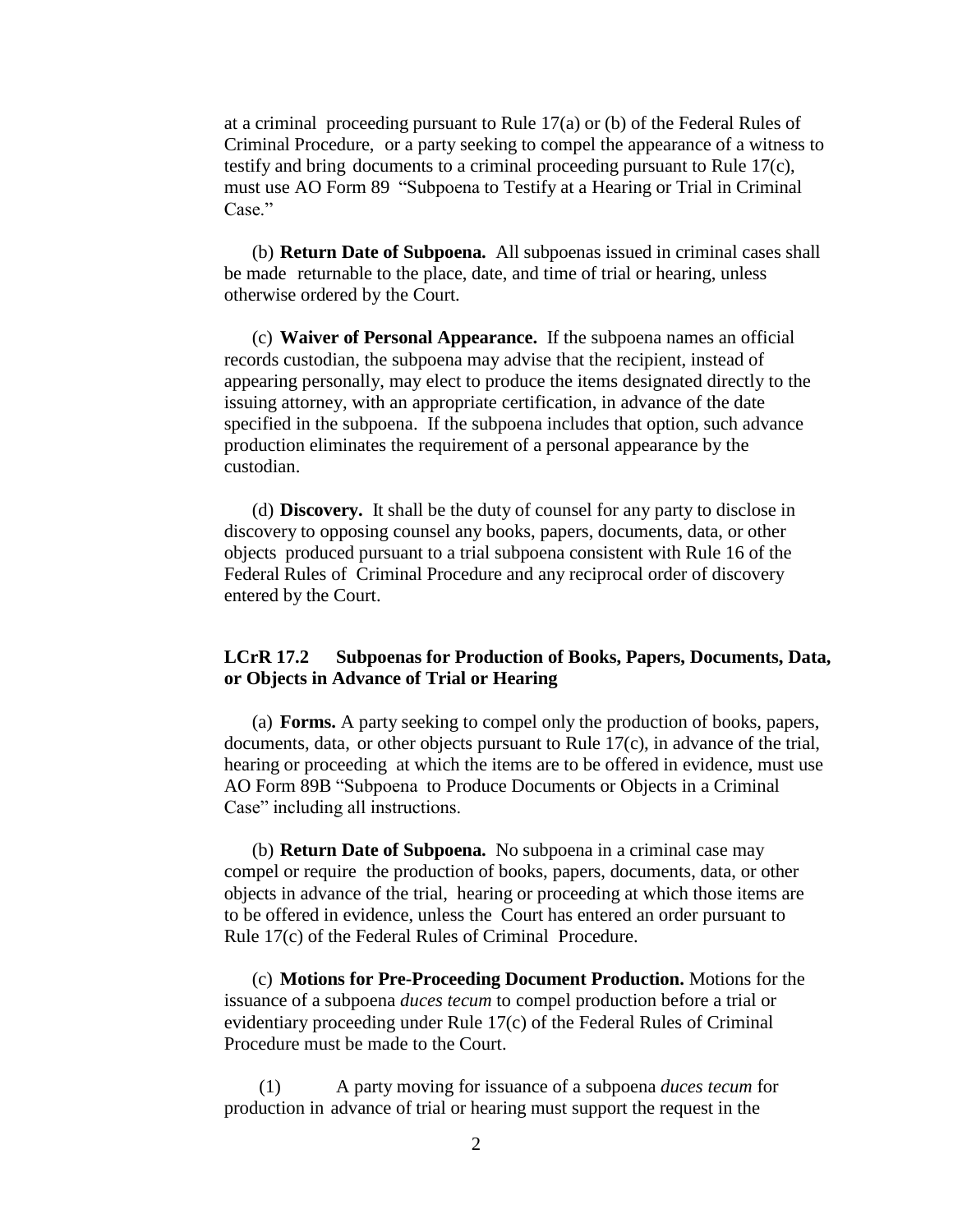at a criminal proceeding pursuant to Rule 17(a) or (b) of the Federal Rules of Criminal Procedure, or a party seeking to compel the appearance of a witness to testify and bring documents to a criminal proceeding pursuant to Rule 17(c), must use AO Form 89 "Subpoena to Testify at a Hearing or Trial in Criminal Case."

(b) **Return Date of Subpoena.** All subpoenas issued in criminal cases shall be made returnable to the place, date, and time of trial or hearing, unless otherwise ordered by the Court.

(c) **Waiver of Personal Appearance.** If the subpoena names an official records custodian, the subpoena may advise that the recipient, instead of appearing personally, may elect to produce the items designated directly to the issuing attorney, with an appropriate certification, in advance of the date specified in the subpoena. If the subpoena includes that option, such advance production eliminates the requirement of a personal appearance by the custodian.

(d) **Discovery.** It shall be the duty of counsel for any party to disclose in discovery to opposing counsel any books, papers, documents, data, or other objects produced pursuant to a trial subpoena consistent with Rule 16 of the Federal Rules of Criminal Procedure and any reciprocal order of discovery entered by the Court.

### LCrR 17.2 Subpoenas for Production of Books, Papers, Documents, Data, or Objects in Advance of Trial or Hearing

(a) **Forms.** A party seeking to compel only the production of books, papers, documents, data, or other objects pursuant to Rule 17(c), in advance of the trial, hearing or proceeding at which the items are to be offered in evidence, must use AO Form 89B "Subpoena to Produce Documents or Objects in a Criminal Case" including all instructions.

(b) **Return Date of Subpoena.** No subpoena in a criminal case may compel or require the production of books, papers, documents, data, or other objects in advance of the trial, hearing or proceeding at which those items are to be offered in evidence, unless the Court has entered an order pursuant to Rule 17(c) of the Federal Rules of Criminal Procedure.

(c) **Motions for Pre-Proceeding Document Production.** Motions for the issuance of a subpoena *duces tecum* to compel production before a trial or evidentiary proceeding under Rule 17(c) of the Federal Rules of Criminal Procedure must be made to the Court.

(1) A party moving for issuance of a subpoena *duces tecum* for production in advance of trial or hearing must support the request in the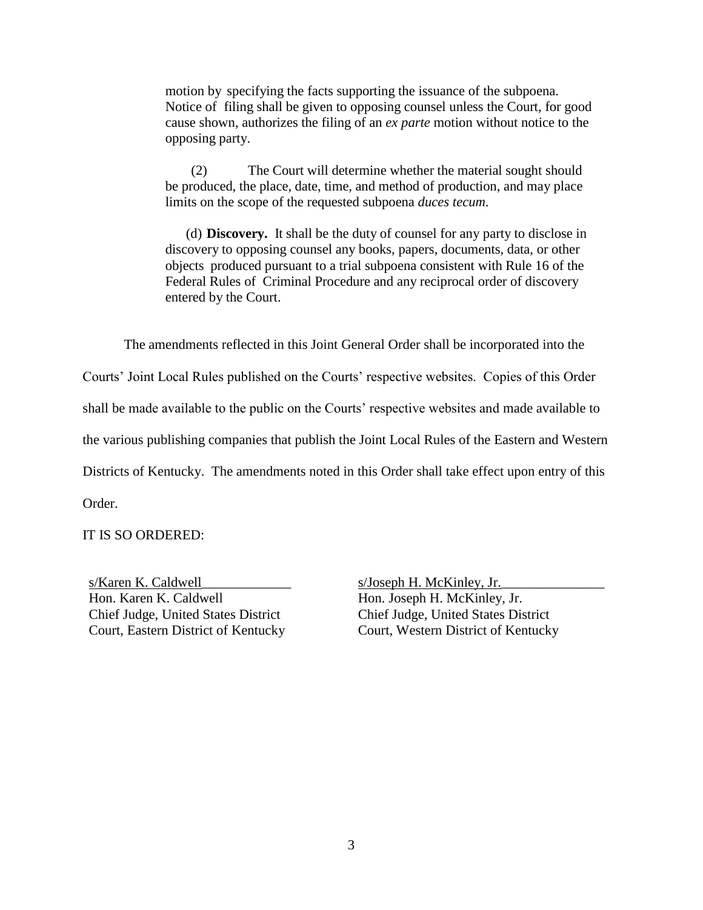motion by specifying the facts supporting the issuance of the subpoena. Notice of filing shall be given to opposing counsel unless the Court, for good cause shown, authorizes the filing of an *ex parte* motion without notice to the opposing party.

(2) The Court will determine whether the material sought should be produced, the place, date, time, and method of production, and may place limits on the scope of the requested subpoena *duces tecum*.

(d) **Discovery.** It shall be the duty of counsel for any party to disclose in discovery to opposing counsel any books, papers, documents, data, or other objects produced pursuant to a trial subpoena consistent with Rule 16 of the Federal Rules of Criminal Procedure and any reciprocal order of discovery entered by the Court.

The amendments reflected in this Joint General Order shall be incorporated into the Courts' Joint Local Rules published on the Courts' respective websites. Copies of this Order shall be made available to the public on the Courts' respective websites and made available to the various publishing companies that publish the Joint Local Rules of the Eastern and Western Districts of Kentucky. The amendments noted in this Order shall take effect upon entry of this Order.

IT IS SO ORDERED:

s/Karen K. Caldwell
Hon. Karen K. Caldwell
Chief Judge, United States District Court, Eastern District of Kentucky

s/Joseph H. McKinley, Jr.
Hon. Joseph H. McKinley, Jr.
Chief Judge, United States District Court, Western District of Kentucky